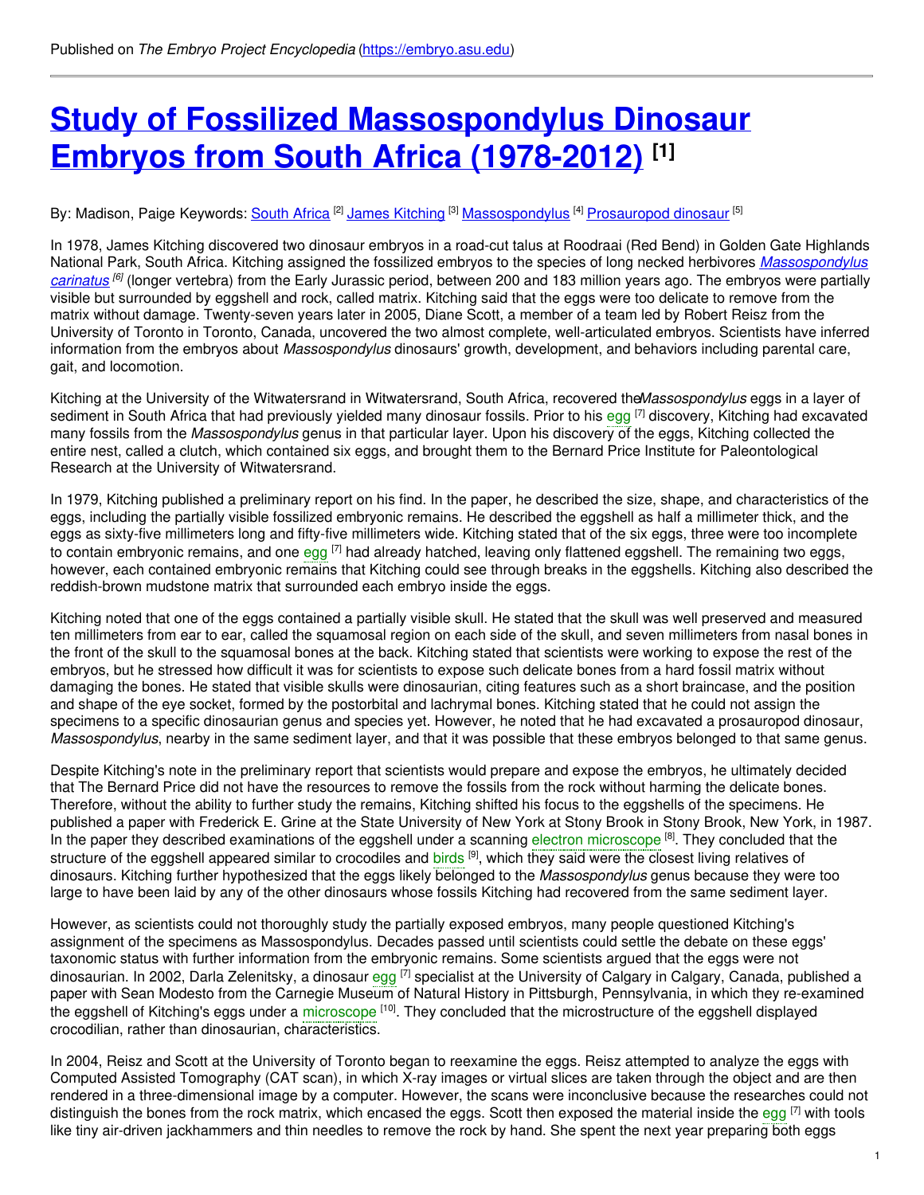Published on *The Embryo Project Encyclopedia* (https://embryo.asu.edu)

# Study of Fossilized Massospondylus Dinosaur Embryos from South Africa (1978-2012) [1]

By: Madison, Paige Keywords: South Africa [2] James Kitching [3] Massospondylus [4] Prosauropod dinosaur [5]

In 1978, James Kitching discovered two dinosaur embryos in a road-cut talus at Roodraai (Red Bend) in Golden Gate Highlands National Park, South Africa. Kitching assigned the fossilized embryos to the species of long necked herbivores *Massospondylus carinatus* [6] (longer vertebra) from the Early Jurassic period, between 200 and 183 million years ago. The embryos were partially visible but surrounded by eggshell and rock, called matrix. Kitching said that the eggs were too delicate to remove from the matrix without damage. Twenty-seven years later in 2005, Diane Scott, a member of a team led by Robert Reisz from the University of Toronto in Toronto, Canada, uncovered the two almost complete, well-articulated embryos. Scientists have inferred information from the embryos about *Massospondylus* dinosaurs' growth, development, and behaviors including parental care, gait, and locomotion.

Kitching at the University of the Witwatersrand in Witwatersrand, South Africa, recovered the*Massospondylus* eggs in a layer of sediment in South Africa that had previously yielded many dinosaur fossils. Prior to his egg [7] discovery, Kitching had excavated many fossils from the *Massospondylus* genus in that particular layer. Upon his discovery of the eggs, Kitching collected the entire nest, called a clutch, which contained six eggs, and brought them to the Bernard Price Institute for Paleontological Research at the University of Witwatersrand.

In 1979, Kitching published a preliminary report on his find. In the paper, he described the size, shape, and characteristics of the eggs, including the partially visible fossilized embryonic remains. He described the eggshell as half a millimeter thick, and the eggs as sixty-five millimeters long and fifty-five millimeters wide. Kitching stated that of the six eggs, three were too incomplete to contain embryonic remains, and one egg [7] had already hatched, leaving only flattened eggshell. The remaining two eggs, however, each contained embryonic remains that Kitching could see through breaks in the eggshells. Kitching also described the reddish-brown mudstone matrix that surrounded each embryo inside the eggs.

Kitching noted that one of the eggs contained a partially visible skull. He stated that the skull was well preserved and measured ten millimeters from ear to ear, called the squamosal region on each side of the skull, and seven millimeters from nasal bones in the front of the skull to the squamosal bones at the back. Kitching stated that scientists were working to expose the rest of the embryos, but he stressed how difficult it was for scientists to expose such delicate bones from a hard fossil matrix without damaging the bones. He stated that visible skulls were dinosaurian, citing features such as a short braincase, and the position and shape of the eye socket, formed by the postorbital and lachrymal bones. Kitching stated that he could not assign the specimens to a specific dinosaurian genus and species yet. However, he noted that he had excavated a prosauropod dinosaur, *Massospondylus*, nearby in the same sediment layer, and that it was possible that these embryos belonged to that same genus.

Despite Kitching's note in the preliminary report that scientists would prepare and expose the embryos, he ultimately decided that The Bernard Price did not have the resources to remove the fossils from the rock without harming the delicate bones. Therefore, without the ability to further study the remains, Kitching shifted his focus to the eggshells of the specimens. He published a paper with Frederick E. Grine at the State University of New York at Stony Brook in Stony Brook, New York, in 1987. In the paper they described examinations of the eggshell under a scanning electron microscope [8]. They concluded that the structure of the eggshell appeared similar to crocodiles and birds [9], which they said were the closest living relatives of dinosaurs. Kitching further hypothesized that the eggs likely belonged to the *Massospondylus* genus because they were too large to have been laid by any of the other dinosaurs whose fossils Kitching had recovered from the same sediment layer.

However, as scientists could not thoroughly study the partially exposed embryos, many people questioned Kitching's assignment of the specimens as Massospondylus. Decades passed until scientists could settle the debate on these eggs' taxonomic status with further information from the embryonic remains. Some scientists argued that the eggs were not dinosaurian. In 2002, Darla Zelenitsky, a dinosaur egg [7] specialist at the University of Calgary in Calgary, Canada, published a paper with Sean Modesto from the Carnegie Museum of Natural History in Pittsburgh, Pennsylvania, in which they re-examined the eggshell of Kitching's eggs under a microscope [10]. They concluded that the microstructure of the eggshell displayed crocodilian, rather than dinosaurian, characteristics.

In 2004, Reisz and Scott at the University of Toronto began to reexamine the eggs. Reisz attempted to analyze the eggs with Computed Assisted Tomography (CAT scan), in which X-ray images or virtual slices are taken through the object and are then rendered in a three-dimensional image by a computer. However, the scans were inconclusive because the researches could not distinguish the bones from the rock matrix, which encased the eggs. Scott then exposed the material inside the egg [7] with tools like tiny air-driven jackhammers and thin needles to remove the rock by hand. She spent the next year preparing both eggs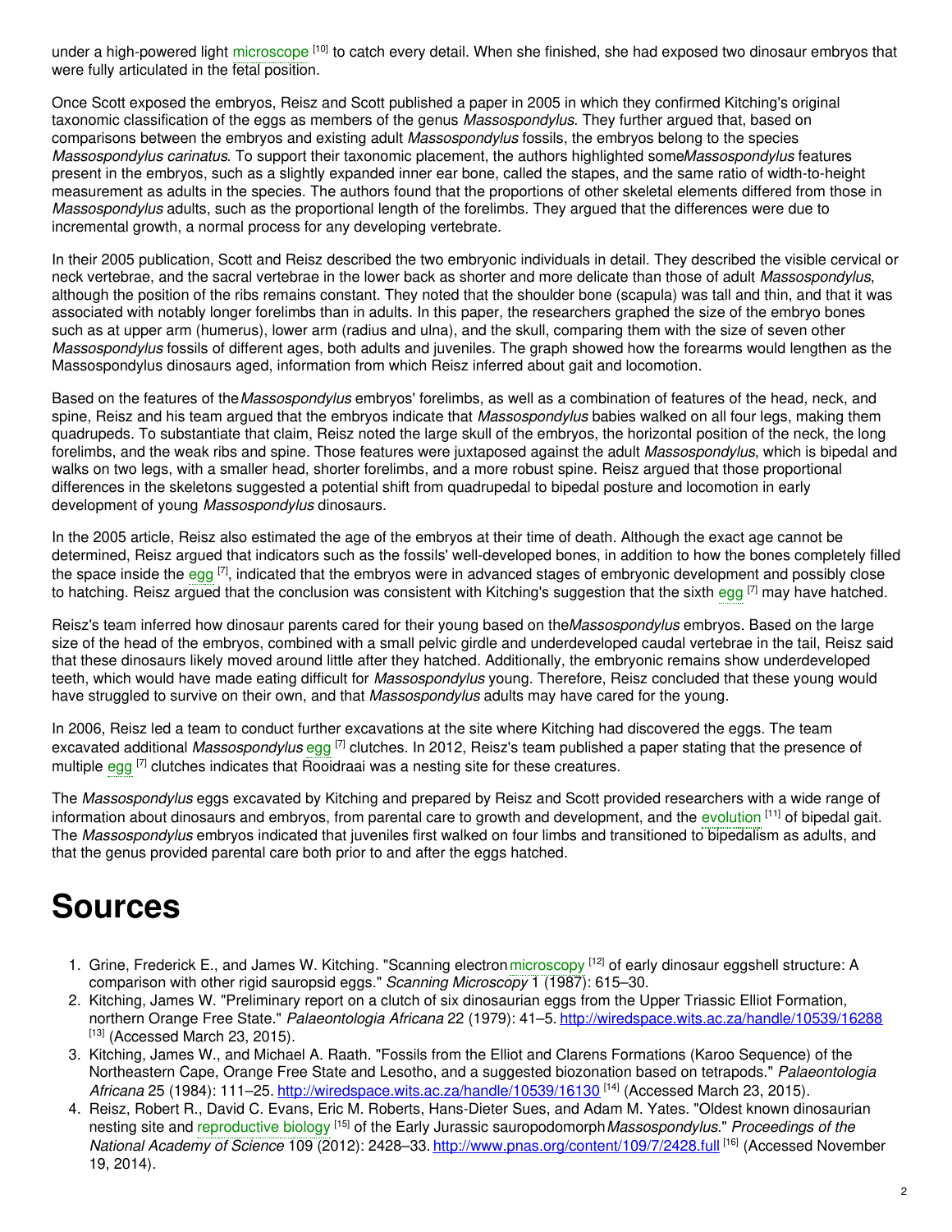under a high-powered light microscope [10] to catch every detail. When she finished, she had exposed two dinosaur embryos that were fully articulated in the fetal position.

Once Scott exposed the embryos, Reisz and Scott published a paper in 2005 in which they confirmed Kitching's original taxonomic classification of the eggs as members of the genus *Massospondylus*. They further argued that, based on comparisons between the embryos and existing adult *Massospondylus* fossils, the embryos belong to the species *Massospondylus carinatus*. To support their taxonomic placement, the authors highlighted some*Massospondylus* features present in the embryos, such as a slightly expanded inner ear bone, called the stapes, and the same ratio of width-to-height measurement as adults in the species. The authors found that the proportions of other skeletal elements differed from those in *Massospondylus* adults, such as the proportional length of the forelimbs. They argued that the differences were due to incremental growth, a normal process for any developing vertebrate.

In their 2005 publication, Scott and Reisz described the two embryonic individuals in detail. They described the visible cervical or neck vertebrae, and the sacral vertebrae in the lower back as shorter and more delicate than those of adult *Massospondylus*, although the position of the ribs remains constant. They noted that the shoulder bone (scapula) was tall and thin, and that it was associated with notably longer forelimbs than in adults. In this paper, the researchers graphed the size of the embryo bones such as at upper arm (humerus), lower arm (radius and ulna), and the skull, comparing them with the size of seven other *Massospondylus* fossils of different ages, both adults and juveniles. The graph showed how the forearms would lengthen as the Massospondylus dinosaurs aged, information from which Reisz inferred about gait and locomotion.

Based on the features of the*Massospondylus* embryos' forelimbs, as well as a combination of features of the head, neck, and spine, Reisz and his team argued that the embryos indicate that *Massospondylus* babies walked on all four legs, making them quadrupeds. To substantiate that claim, Reisz noted the large skull of the embryos, the horizontal position of the neck, the long forelimbs, and the weak ribs and spine. Those features were juxtaposed against the adult *Massospondylus*, which is bipedal and walks on two legs, with a smaller head, shorter forelimbs, and a more robust spine. Reisz argued that those proportional differences in the skeletons suggested a potential shift from quadrupedal to bipedal posture and locomotion in early development of young *Massospondylus* dinosaurs.

In the 2005 article, Reisz also estimated the age of the embryos at their time of death. Although the exact age cannot be determined, Reisz argued that indicators such as the fossils' well-developed bones, in addition to how the bones completely filled the space inside the egg [7], indicated that the embryos were in advanced stages of embryonic development and possibly close to hatching. Reisz argued that the conclusion was consistent with Kitching's suggestion that the sixth egg [7] may have hatched.

Reisz's team inferred how dinosaur parents cared for their young based on the*Massospondylus* embryos. Based on the large size of the head of the embryos, combined with a small pelvic girdle and underdeveloped caudal vertebrae in the tail, Reisz said that these dinosaurs likely moved around little after they hatched. Additionally, the embryonic remains show underdeveloped teeth, which would have made eating difficult for *Massospondylus* young. Therefore, Reisz concluded that these young would have struggled to survive on their own, and that *Massospondylus* adults may have cared for the young.

In 2006, Reisz led a team to conduct further excavations at the site where Kitching had discovered the eggs. The team excavated additional *Massospondylus* egg [7] clutches. In 2012, Reisz's team published a paper stating that the presence of multiple egg [7] clutches indicates that Rooidraai was a nesting site for these creatures.

The *Massospondylus* eggs excavated by Kitching and prepared by Reisz and Scott provided researchers with a wide range of information about dinosaurs and embryos, from parental care to growth and development, and the evolution [11] of bipedal gait. The *Massospondylus* embryos indicated that juveniles first walked on four limbs and transitioned to bipedalism as adults, and that the genus provided parental care both prior to and after the eggs hatched.

# Sources

1. Grine, Frederick E., and James W. Kitching. "Scanning electron microscopy [12] of early dinosaur eggshell structure: A comparison with other rigid sauropsid eggs." *Scanning Microscopy* 1 (1987): 615–30.
2. Kitching, James W. "Preliminary report on a clutch of six dinosaurian eggs from the Upper Triassic Elliot Formation, northern Orange Free State." *Palaeontologia Africana* 22 (1979): 41–5. http://wiredspace.wits.ac.za/handle/10539/16288 [13] (Accessed March 23, 2015).
3. Kitching, James W., and Michael A. Raath. "Fossils from the Elliot and Clarens Formations (Karoo Sequence) of the Northeastern Cape, Orange Free State and Lesotho, and a suggested biozonation based on tetrapods." *Palaeontologia Africana* 25 (1984): 111–25. http://wiredspace.wits.ac.za/handle/10539/16130 [14] (Accessed March 23, 2015).
4. Reisz, Robert R., David C. Evans, Eric M. Roberts, Hans-Dieter Sues, and Adam M. Yates. "Oldest known dinosaurian nesting site and reproductive biology [15] of the Early Jurassic sauropodomorph*Massospondylus*." *Proceedings of the National Academy of Science* 109 (2012): 2428–33. http://www.pnas.org/content/109/7/2428.full [16] (Accessed November 19, 2014).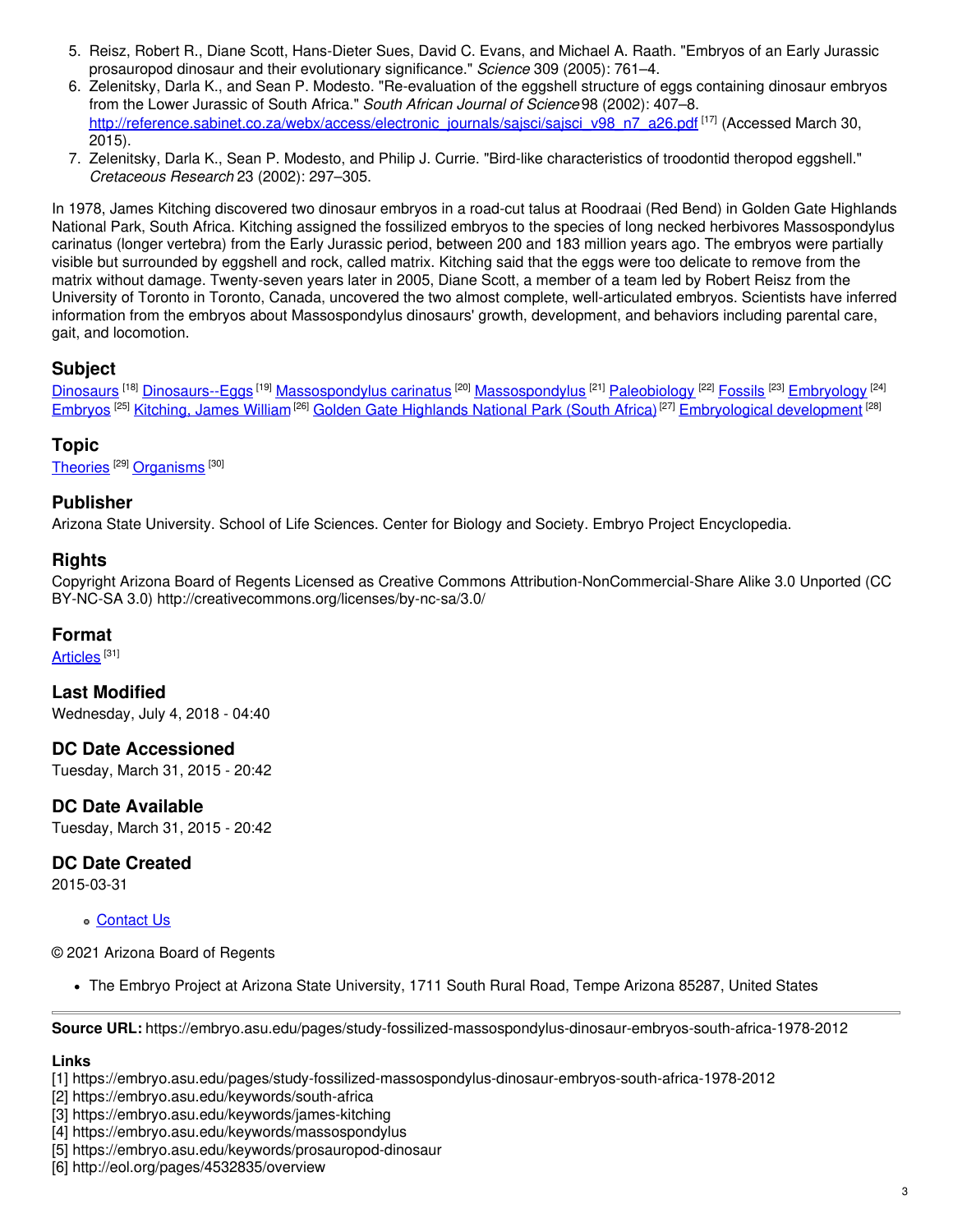5. Reisz, Robert R., Diane Scott, Hans-Dieter Sues, David C. Evans, and Michael A. Raath. "Embryos of an Early Jurassic prosauropod dinosaur and their evolutionary significance." *Science* 309 (2005): 761–4.
6. Zelenitsky, Darla K., and Sean P. Modesto. "Re-evaluation of the eggshell structure of eggs containing dinosaur embryos from the Lower Jurassic of South Africa." *South African Journal of Science* 98 (2002): 407–8. http://reference.sabinet.co.za/webx/access/electronic_journals/sajsci/sajsci_v98_n7_a26.pdf [17] (Accessed March 30, 2015).
7. Zelenitsky, Darla K., Sean P. Modesto, and Philip J. Currie. "Bird-like characteristics of troodontid theropod eggshell." *Cretaceous Research* 23 (2002): 297–305.

In 1978, James Kitching discovered two dinosaur embryos in a road-cut talus at Roodraai (Red Bend) in Golden Gate Highlands National Park, South Africa. Kitching assigned the fossilized embryos to the species of long necked herbivores Massospondylus carinatus (longer vertebra) from the Early Jurassic period, between 200 and 183 million years ago. The embryos were partially visible but surrounded by eggshell and rock, called matrix. Kitching said that the eggs were too delicate to remove from the matrix without damage. Twenty-seven years later in 2005, Diane Scott, a member of a team led by Robert Reisz from the University of Toronto in Toronto, Canada, uncovered the two almost complete, well-articulated embryos. Scientists have inferred information from the embryos about Massospondylus dinosaurs' growth, development, and behaviors including parental care, gait, and locomotion.

## Subject

Dinosaurs [18] Dinosaurs--Eggs [19] Massospondylus carinatus [20] Massospondylus [21] Paleobiology [22] Fossils [23] Embryology [24] Embryos [25] Kitching, James William [26] Golden Gate Highlands National Park (South Africa) [27] Embryological development [28]

## Topic

Theories [29] Organisms [30]

## Publisher

Arizona State University. School of Life Sciences. Center for Biology and Society. Embryo Project Encyclopedia.

## Rights

Copyright Arizona Board of Regents Licensed as Creative Commons Attribution-NonCommercial-Share Alike 3.0 Unported (CC BY-NC-SA 3.0) http://creativecommons.org/licenses/by-nc-sa/3.0/

## Format

Articles [31]

## Last Modified

Wednesday, July 4, 2018 - 04:40

## DC Date Accessioned

Tuesday, March 31, 2015 - 20:42

## DC Date Available

Tuesday, March 31, 2015 - 20:42

## DC Date Created

2015-03-31

- Contact Us

© 2021 Arizona Board of Regents

- The Embryo Project at Arizona State University, 1711 South Rural Road, Tempe Arizona 85287, United States

---

**Source URL:** https://embryo.asu.edu/pages/study-fossilized-massospondylus-dinosaur-embryos-south-africa-1978-2012

**Links**

[1] https://embryo.asu.edu/pages/study-fossilized-massospondylus-dinosaur-embryos-south-africa-1978-2012
[2] https://embryo.asu.edu/keywords/south-africa
[3] https://embryo.asu.edu/keywords/james-kitching
[4] https://embryo.asu.edu/keywords/massospondylus
[5] https://embryo.asu.edu/keywords/prosauropod-dinosaur
[6] http://eol.org/pages/4532835/overview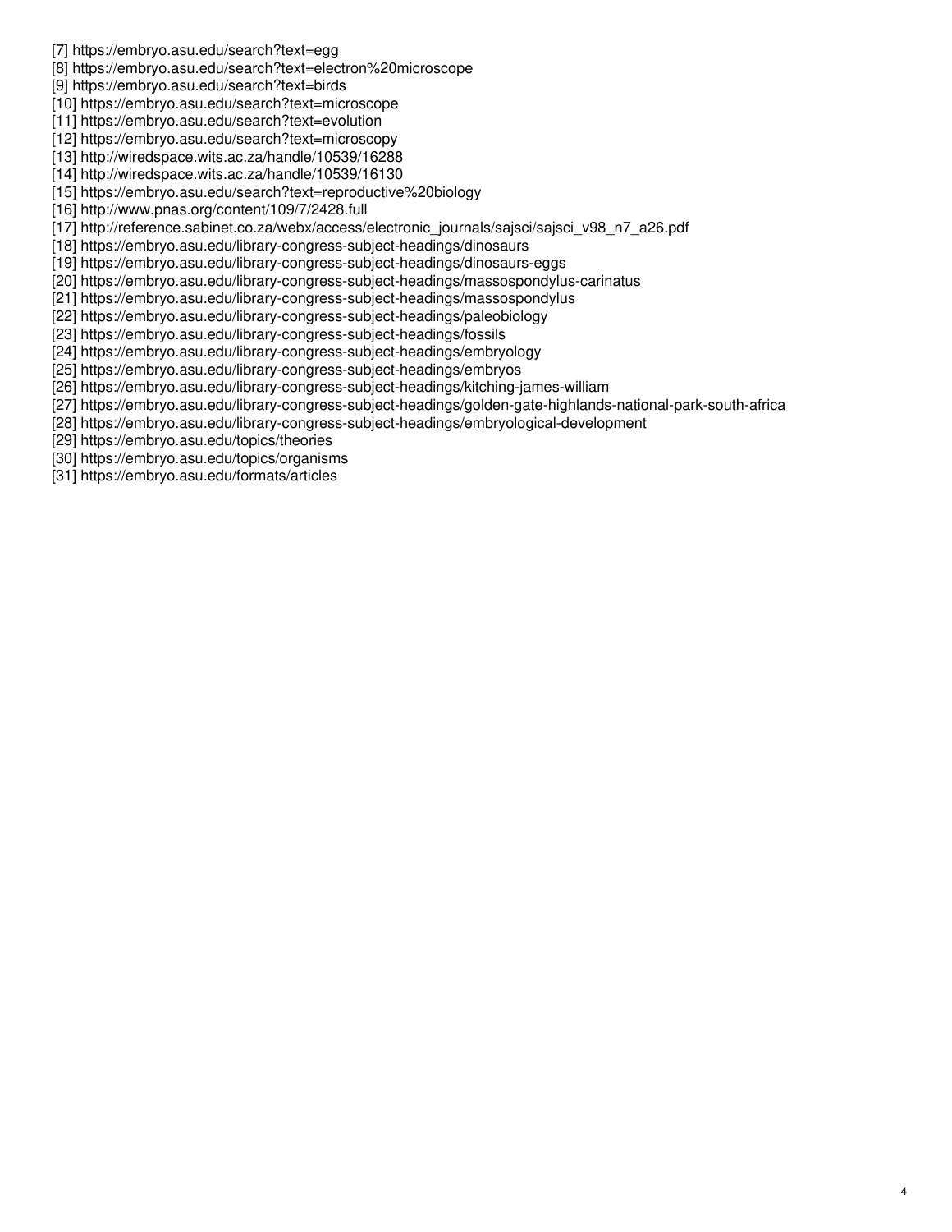[7] https://embryo.asu.edu/search?text=egg
[8] https://embryo.asu.edu/search?text=electron%20microscope
[9] https://embryo.asu.edu/search?text=birds
[10] https://embryo.asu.edu/search?text=microscope
[11] https://embryo.asu.edu/search?text=evolution
[12] https://embryo.asu.edu/search?text=microscopy
[13] http://wiredspace.wits.ac.za/handle/10539/16288
[14] http://wiredspace.wits.ac.za/handle/10539/16130
[15] https://embryo.asu.edu/search?text=reproductive%20biology
[16] http://www.pnas.org/content/109/7/2428.full
[17] http://reference.sabinet.co.za/webx/access/electronic_journals/sajsci/sajsci_v98_n7_a26.pdf
[18] https://embryo.asu.edu/library-congress-subject-headings/dinosaurs
[19] https://embryo.asu.edu/library-congress-subject-headings/dinosaurs-eggs
[20] https://embryo.asu.edu/library-congress-subject-headings/massospondylus-carinatus
[21] https://embryo.asu.edu/library-congress-subject-headings/massospondylus
[22] https://embryo.asu.edu/library-congress-subject-headings/paleobiology
[23] https://embryo.asu.edu/library-congress-subject-headings/fossils
[24] https://embryo.asu.edu/library-congress-subject-headings/embryology
[25] https://embryo.asu.edu/library-congress-subject-headings/embryos
[26] https://embryo.asu.edu/library-congress-subject-headings/kitching-james-william
[27] https://embryo.asu.edu/library-congress-subject-headings/golden-gate-highlands-national-park-south-africa
[28] https://embryo.asu.edu/library-congress-subject-headings/embryological-development
[29] https://embryo.asu.edu/topics/theories
[30] https://embryo.asu.edu/topics/organisms
[31] https://embryo.asu.edu/formats/articles